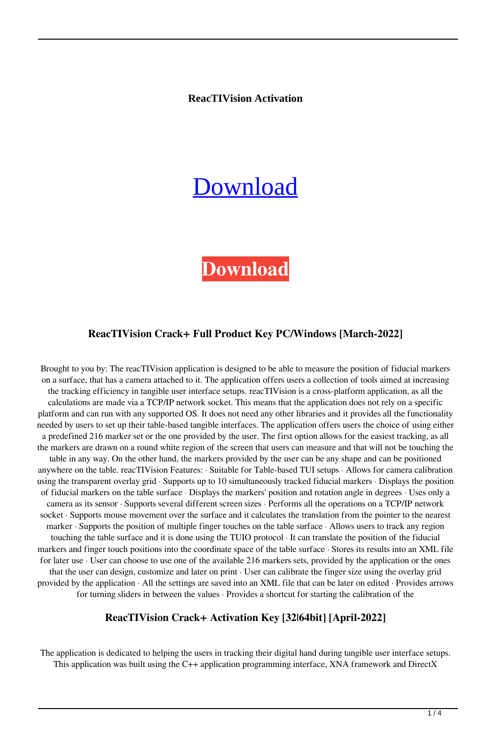**ReacTIVision Activation**

Download

**Download**

### ReacTIVision Crack+ Full Product Key PC/Windows [March-2022]

Brought to you by: The reacTIVision application is designed to be able to measure the position of fiducial markers on a surface, that has a camera attached to it. The application offers users a collection of tools aimed at increasing the tracking efficiency in tangible user interface setups. reacTIVision is a cross-platform application, as all the calculations are made via a TCP/IP network socket. This means that the application does not rely on a specific platform and can run with any supported OS. It does not need any other libraries and it provides all the functionality needed by users to set up their table-based tangible interfaces. The application offers users the choice of using either a predefined 216 marker set or the one provided by the user. The first option allows for the easiest tracking, as all the markers are drawn on a round white region of the screen that users can measure and that will not be touching the table in any way. On the other hand, the markers provided by the user can be any shape and can be positioned anywhere on the table. reacTIVision Features: · Suitable for Table-based TUI setups · Allows for camera calibration using the transparent overlay grid · Supports up to 10 simultaneously tracked fiducial markers · Displays the position of fiducial markers on the table surface · Displays the markers' position and rotation angle in degrees · Uses only a camera as its sensor · Supports several different screen sizes · Performs all the operations on a TCP/IP network socket · Supports mouse movement over the surface and it calculates the translation from the pointer to the nearest marker · Supports the position of multiple finger touches on the table surface · Allows users to track any region touching the table surface and it is done using the TUIO protocol · It can translate the position of the fiducial markers and finger touch positions into the coordinate space of the table surface · Stores its results into an XML file for later use · User can choose to use one of the available 216 markers sets, provided by the application or the ones that the user can design, customize and later on print · User can calibrate the finger size using the overlay grid provided by the application · All the settings are saved into an XML file that can be later on edited · Provides arrows for turning sliders in between the values · Provides a shortcut for starting the calibration of the

### ReacTIVision Crack+ Activation Key [32|64bit] [April-2022]

The application is dedicated to helping the users in tracking their digital hand during tangible user interface setups. This application was built using the C++ application programming interface, XNA framework and DirectX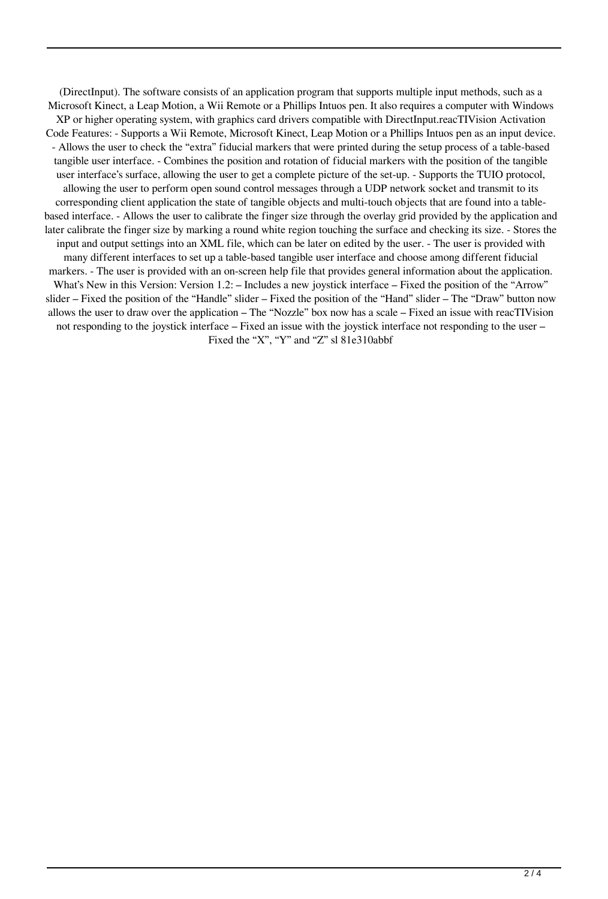(DirectInput). The software consists of an application program that supports multiple input methods, such as a Microsoft Kinect, a Leap Motion, a Wii Remote or a Phillips Intuos pen. It also requires a computer with Windows XP or higher operating system, with graphics card drivers compatible with DirectInput.reacTIVision Activation Code Features: - Supports a Wii Remote, Microsoft Kinect, Leap Motion or a Phillips Intuos pen as an input device. - Allows the user to check the "extra" fiducial markers that were printed during the setup process of a table-based tangible user interface. - Combines the position and rotation of fiducial markers with the position of the tangible user interface's surface, allowing the user to get a complete picture of the set-up. - Supports the TUIO protocol, allowing the user to perform open sound control messages through a UDP network socket and transmit to its corresponding client application the state of tangible objects and multi-touch objects that are found into a table-based interface. - Allows the user to calibrate the finger size through the overlay grid provided by the application and later calibrate the finger size by marking a round white region touching the surface and checking its size. - Stores the input and output settings into an XML file, which can be later on edited by the user. - The user is provided with many different interfaces to set up a table-based tangible user interface and choose among different fiducial markers. - The user is provided with an on-screen help file that provides general information about the application. What's New in this Version: Version 1.2: – Includes a new joystick interface – Fixed the position of the "Arrow" slider – Fixed the position of the "Handle" slider – Fixed the position of the "Hand" slider – The "Draw" button now allows the user to draw over the application – The "Nozzle" box now has a scale – Fixed an issue with reacTIVision not responding to the joystick interface – Fixed an issue with the joystick interface not responding to the user – Fixed the "X", "Y" and "Z" sl 81e310abbf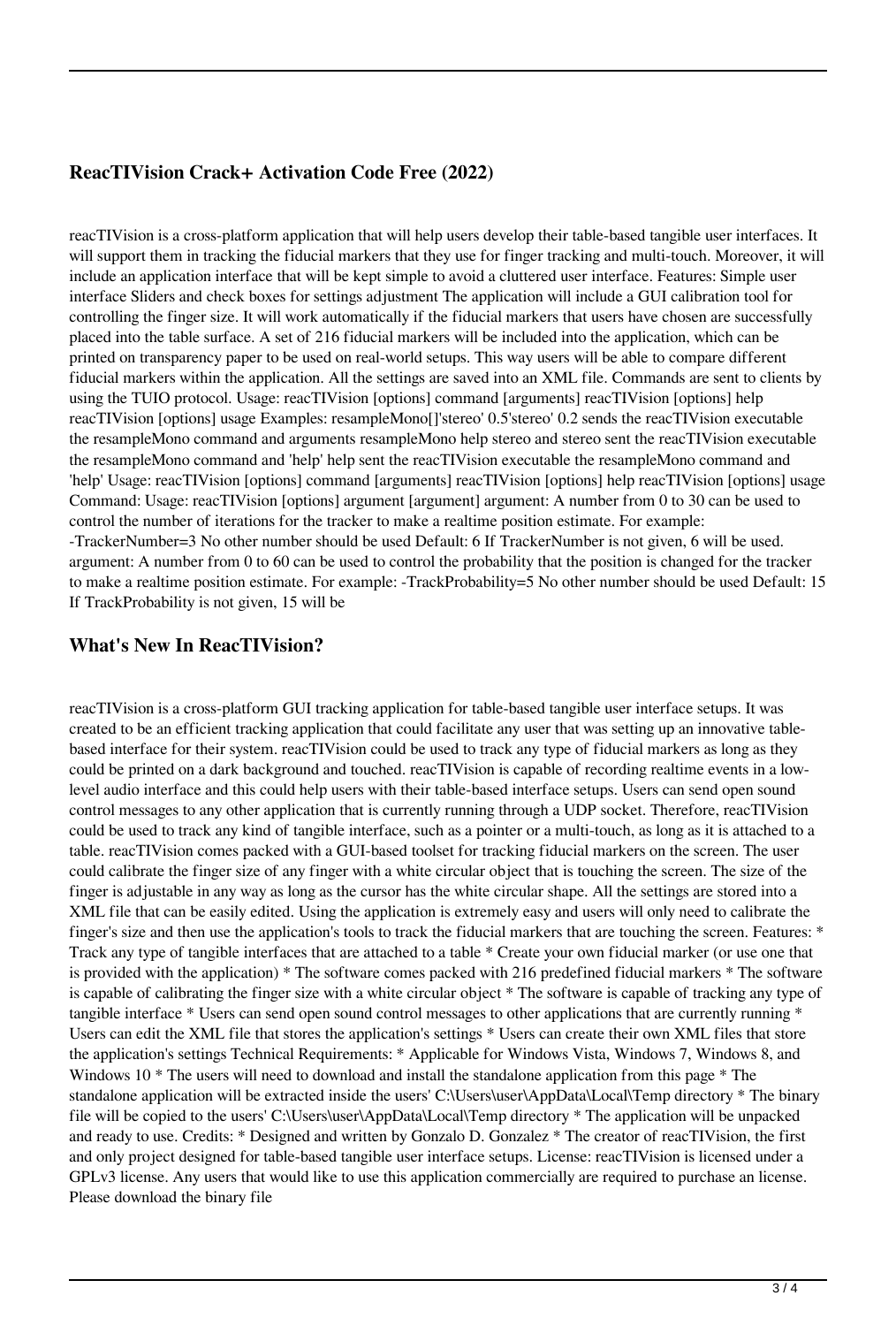## ReacTIVision Crack+ Activation Code Free (2022)

reacTIVision is a cross-platform application that will help users develop their table-based tangible user interfaces. It will support them in tracking the fiducial markers that they use for finger tracking and multi-touch. Moreover, it will include an application interface that will be kept simple to avoid a cluttered user interface. Features: Simple user interface Sliders and check boxes for settings adjustment The application will include a GUI calibration tool for controlling the finger size. It will work automatically if the fiducial markers that users have chosen are successfully placed into the table surface. A set of 216 fiducial markers will be included into the application, which can be printed on transparency paper to be used on real-world setups. This way users will be able to compare different fiducial markers within the application. All the settings are saved into an XML file. Commands are sent to clients by using the TUIO protocol. Usage: reacTIVision [options] command [arguments] reacTIVision [options] help reacTIVision [options] usage Examples: resampleMono[]'stereo' 0.5'stereo' 0.2 sends the reacTIVision executable the resampleMono command and arguments resampleMono help stereo and stereo sent the reacTIVision executable the resampleMono command and 'help' help sent the reacTIVision executable the resampleMono command and 'help' Usage: reacTIVision [options] command [arguments] reacTIVision [options] help reacTIVision [options] usage Command: Usage: reacTIVision [options] argument [argument] argument: A number from 0 to 30 can be used to control the number of iterations for the tracker to make a realtime position estimate. For example: -TrackerNumber=3 No other number should be used Default: 6 If TrackerNumber is not given, 6 will be used. argument: A number from 0 to 60 can be used to control the probability that the position is changed for the tracker to make a realtime position estimate. For example: -TrackProbability=5 No other number should be used Default: 15 If TrackProbability is not given, 15 will be

## What's New In ReacTIVision?

reacTIVision is a cross-platform GUI tracking application for table-based tangible user interface setups. It was created to be an efficient tracking application that could facilitate any user that was setting up an innovative table-based interface for their system. reacTIVision could be used to track any type of fiducial markers as long as they could be printed on a dark background and touched. reacTIVision is capable of recording realtime events in a low-level audio interface and this could help users with their table-based interface setups. Users can send open sound control messages to any other application that is currently running through a UDP socket. Therefore, reacTIVision could be used to track any kind of tangible interface, such as a pointer or a multi-touch, as long as it is attached to a table. reacTIVision comes packed with a GUI-based toolset for tracking fiducial markers on the screen. The user could calibrate the finger size of any finger with a white circular object that is touching the screen. The size of the finger is adjustable in any way as long as the cursor has the white circular shape. All the settings are stored into a XML file that can be easily edited. Using the application is extremely easy and users will only need to calibrate the finger's size and then use the application's tools to track the fiducial markers that are touching the screen. Features: * Track any type of tangible interfaces that are attached to a table * Create your own fiducial marker (or use one that is provided with the application) * The software comes packed with 216 predefined fiducial markers * The software is capable of calibrating the finger size with a white circular object * The software is capable of tracking any type of tangible interface * Users can send open sound control messages to other applications that are currently running * Users can edit the XML file that stores the application's settings * Users can create their own XML files that store the application's settings Technical Requirements: * Applicable for Windows Vista, Windows 7, Windows 8, and Windows 10 * The users will need to download and install the standalone application from this page * The standalone application will be extracted inside the users' C:\Users\user\AppData\Local\Temp directory * The binary file will be copied to the users' C:\Users\user\AppData\Local\Temp directory * The application will be unpacked and ready to use. Credits: * Designed and written by Gonzalo D. Gonzalez * The creator of reacTIVision, the first and only project designed for table-based tangible user interface setups. License: reacTIVision is licensed under a GPLv3 license. Any users that would like to use this application commercially are required to purchase an license. Please download the binary file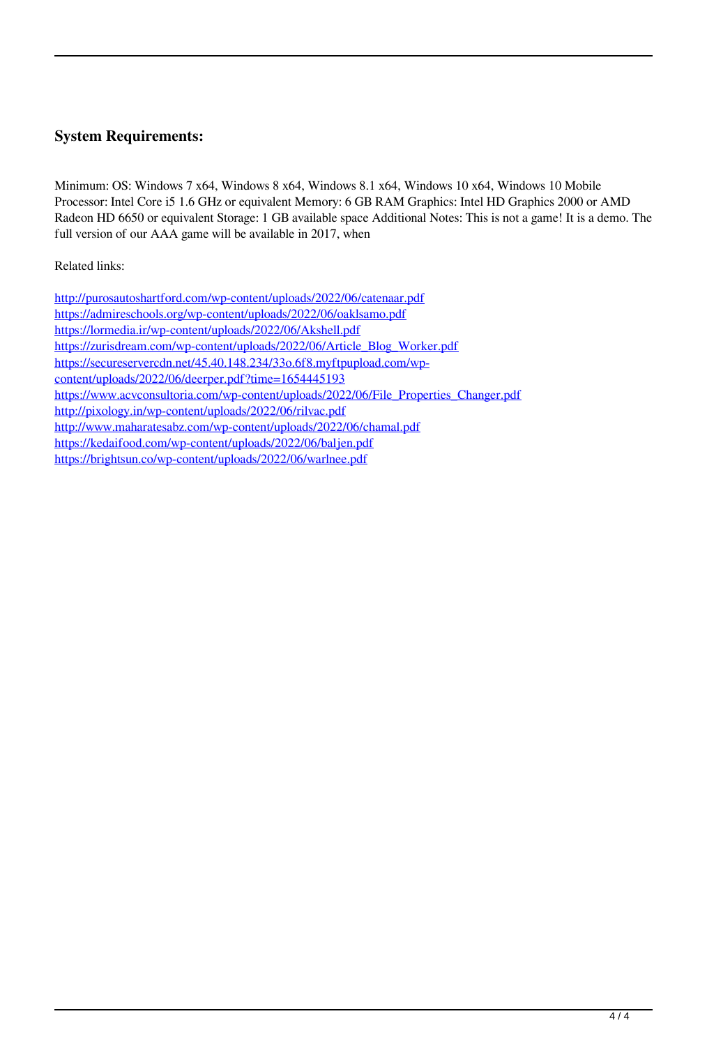### System Requirements:

Minimum: OS: Windows 7 x64, Windows 8 x64, Windows 8.1 x64, Windows 10 x64, Windows 10 Mobile Processor: Intel Core i5 1.6 GHz or equivalent Memory: 6 GB RAM Graphics: Intel HD Graphics 2000 or AMD Radeon HD 6650 or equivalent Storage: 1 GB available space Additional Notes: This is not a game! It is a demo. The full version of our AAA game will be available in 2017, when

Related links:

http://purosautoshartford.com/wp-content/uploads/2022/06/catenaar.pdf
https://admireschools.org/wp-content/uploads/2022/06/oaklsamo.pdf
https://lormedia.ir/wp-content/uploads/2022/06/Akshell.pdf
https://zurisdream.com/wp-content/uploads/2022/06/Article_Blog_Worker.pdf
https://secureservercdn.net/45.40.148.234/33o.6f8.myftpupload.com/wp-content/uploads/2022/06/deerper.pdf?time=1654445193
https://www.acvconsultoria.com/wp-content/uploads/2022/06/File_Properties_Changer.pdf
http://pixology.in/wp-content/uploads/2022/06/rilvac.pdf
http://www.maharatesabz.com/wp-content/uploads/2022/06/chamal.pdf
https://kedaifood.com/wp-content/uploads/2022/06/baljen.pdf
https://brightsun.co/wp-content/uploads/2022/06/warlnee.pdf